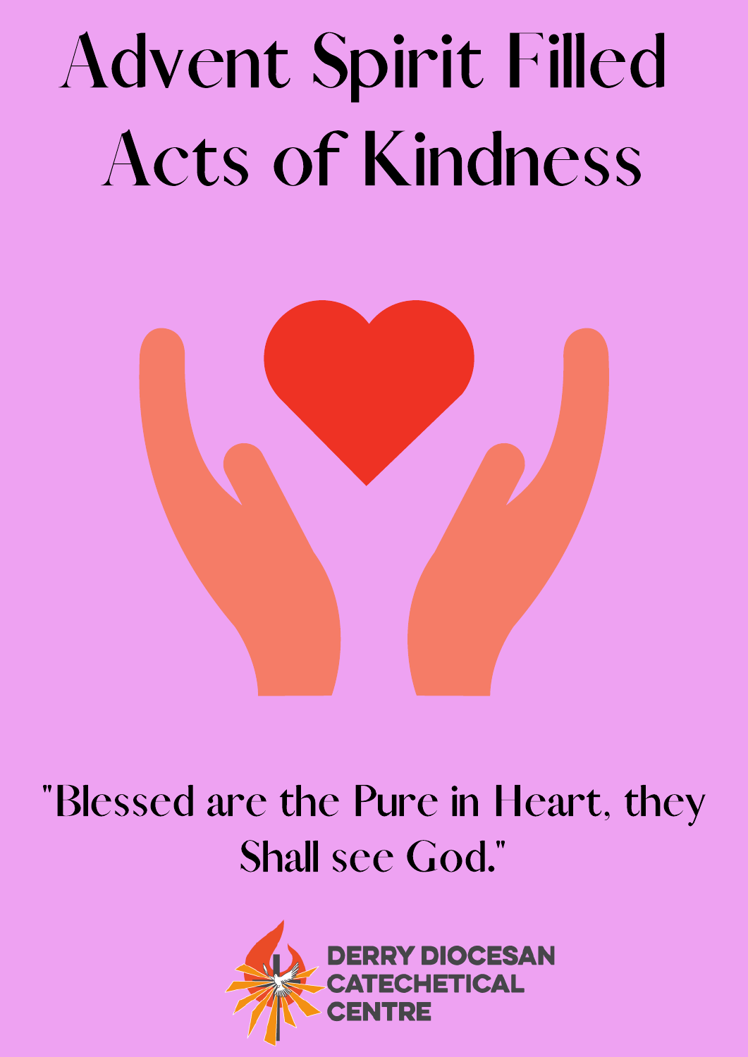# Advent Spirit Filled Acts of Kindness

"Blessed are the Pure in Heart, they Shall see God."

DERRY DIOCESAN CATECHETICAL CENTRE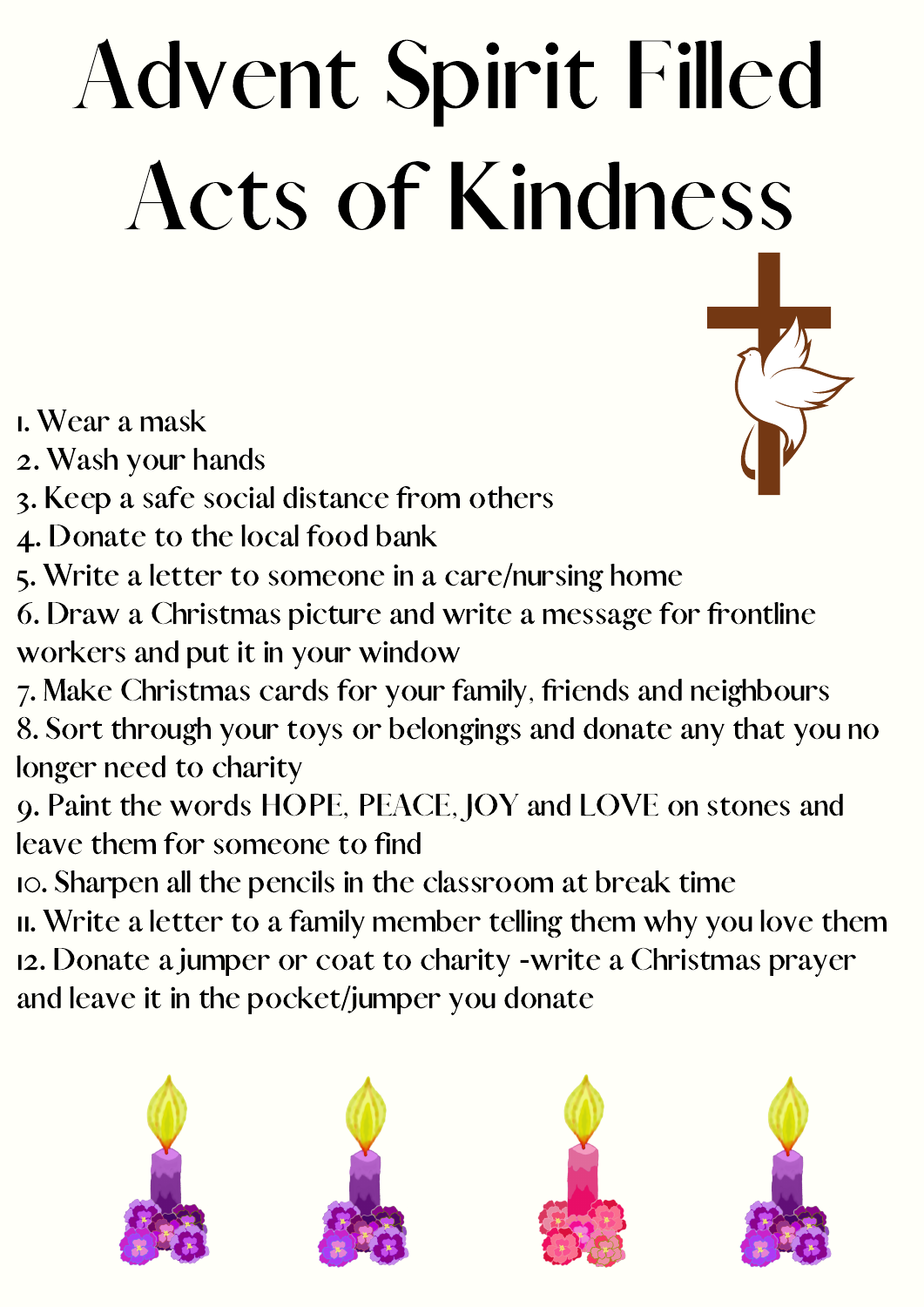# Advent Spirit Filled Acts of Kindness

1. Wear a mask
2. Wash your hands
3. Keep a safe social distance from others
4. Donate to the local food bank
5. Write a letter to someone in a care/nursing home
6. Draw a Christmas picture and write a message for frontline workers and put it in your window
7. Make Christmas cards for your family, friends and neighbours
8. Sort through your toys or belongings and donate any that you no longer need to charity
9. Paint the words HOPE, PEACE, JOY and LOVE on stones and leave them for someone to find
10. Sharpen all the pencils in the classroom at break time
11. Write a letter to a family member telling them why you love them
12. Donate a jumper or coat to charity -write a Christmas prayer and leave it in the pocket/jumper you donate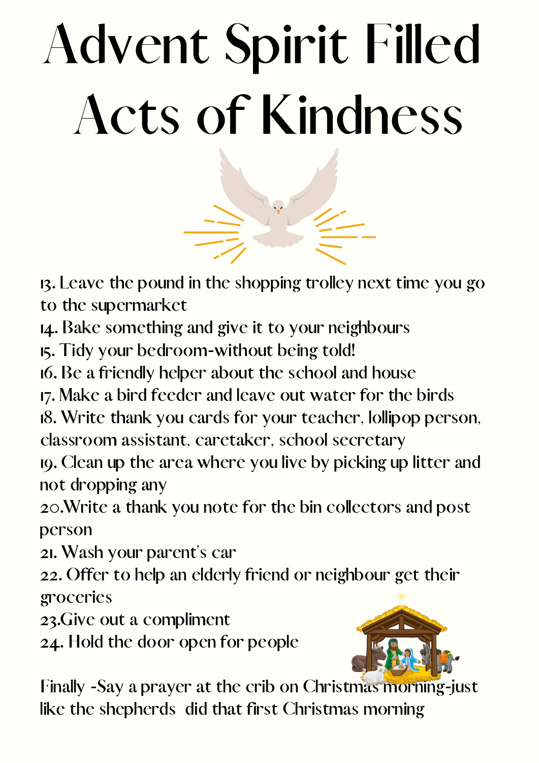# Advent Spirit Filled Acts of Kindness

13. Leave the pound in the shopping trolley next time you go to the supermarket
14. Bake something and give it to your neighbours
15. Tidy your bedroom-without being told!
16. Be a friendly helper about the school and house
17. Make a bird feeder and leave out water for the birds
18. Write thank you cards for your teacher, lollipop person, classroom assistant, caretaker, school secretary
19. Clean up the area where you live by picking up litter and not dropping any
20. Write a thank you note for the bin collectors and post person
21. Wash your parent's car
22. Offer to help an elderly friend or neighbour get their groceries
23. Give out a compliment
24. Hold the door open for people

Finally -Say a prayer at the crib on Christmas morning-just like the shepherds did that first Christmas morning